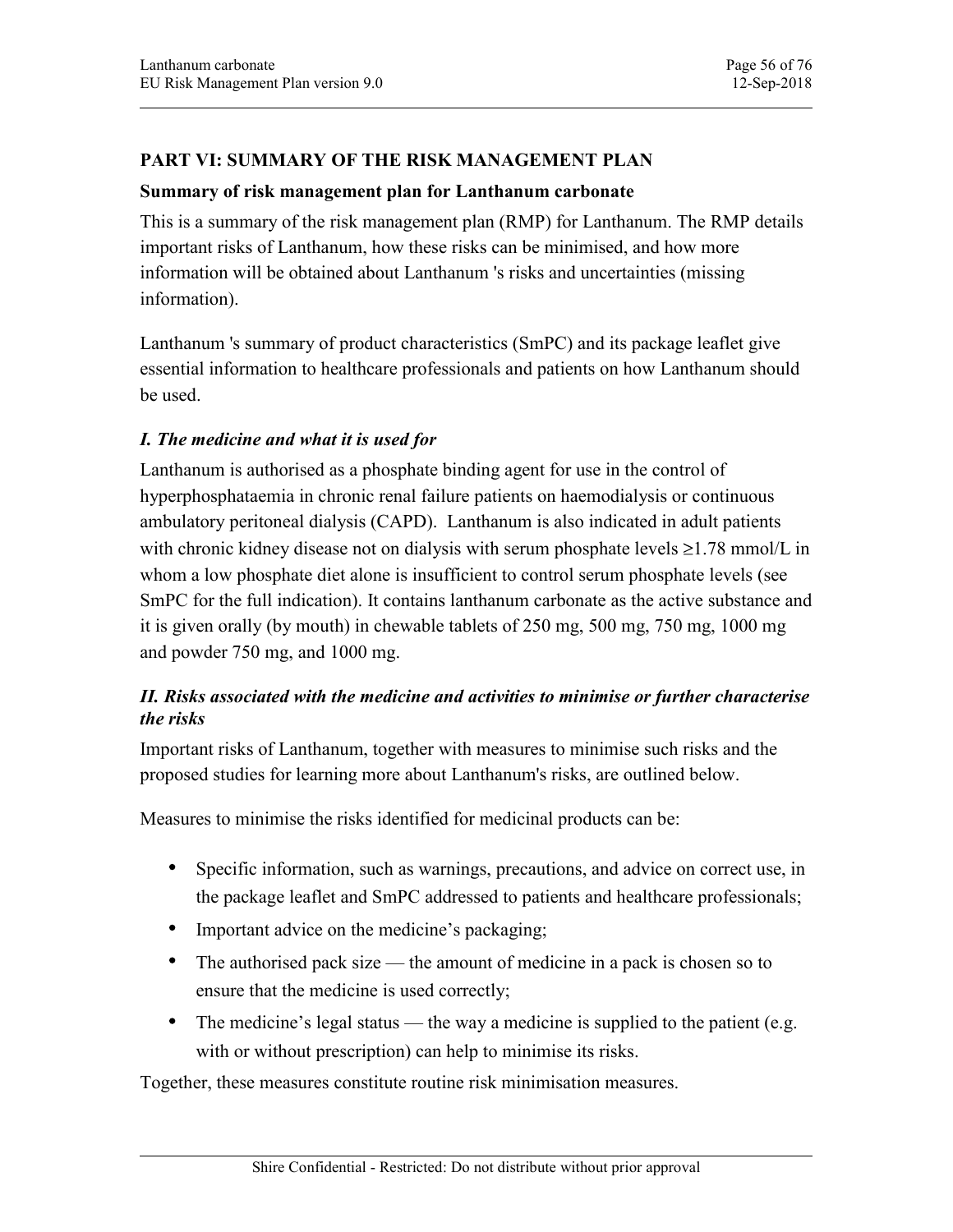## PART VI: SUMMARY OF THE RISK MANAGEMENT PLAN

### Summary of risk management plan for Lanthanum carbonate

This is a summary of the risk management plan (RMP) for Lanthanum. The RMP details important risks of Lanthanum, how these risks can be minimised, and how more information will be obtained about Lanthanum 's risks and uncertainties (missing information).

Lanthanum 's summary of product characteristics (SmPC) and its package leaflet give essential information to healthcare professionals and patients on how Lanthanum should be used.

### *I. The medicine and what it is used for*

Lanthanum is authorised as a phosphate binding agent for use in the control of hyperphosphataemia in chronic renal failure patients on haemodialysis or continuous ambulatory peritoneal dialysis (CAPD). Lanthanum is also indicated in adult patients with chronic kidney disease not on dialysis with serum phosphate levels ≥1.78 mmol/L in whom a low phosphate diet alone is insufficient to control serum phosphate levels (see SmPC for the full indication). It contains lanthanum carbonate as the active substance and it is given orally (by mouth) in chewable tablets of 250 mg, 500 mg, 750 mg, 1000 mg and powder 750 mg, and 1000 mg.

### *II. Risks associated with the medicine and activities to minimise or further characterise the risks*

Important risks of Lanthanum, together with measures to minimise such risks and the proposed studies for learning more about Lanthanum's risks, are outlined below.

Measures to minimise the risks identified for medicinal products can be:

- Specific information, such as warnings, precautions, and advice on correct use, in the package leaflet and SmPC addressed to patients and healthcare professionals;
- Important advice on the medicine's packaging;
- The authorised pack size — the amount of medicine in a pack is chosen so to ensure that the medicine is used correctly;
- The medicine's legal status — the way a medicine is supplied to the patient (e.g. with or without prescription) can help to minimise its risks.

Together, these measures constitute routine risk minimisation measures.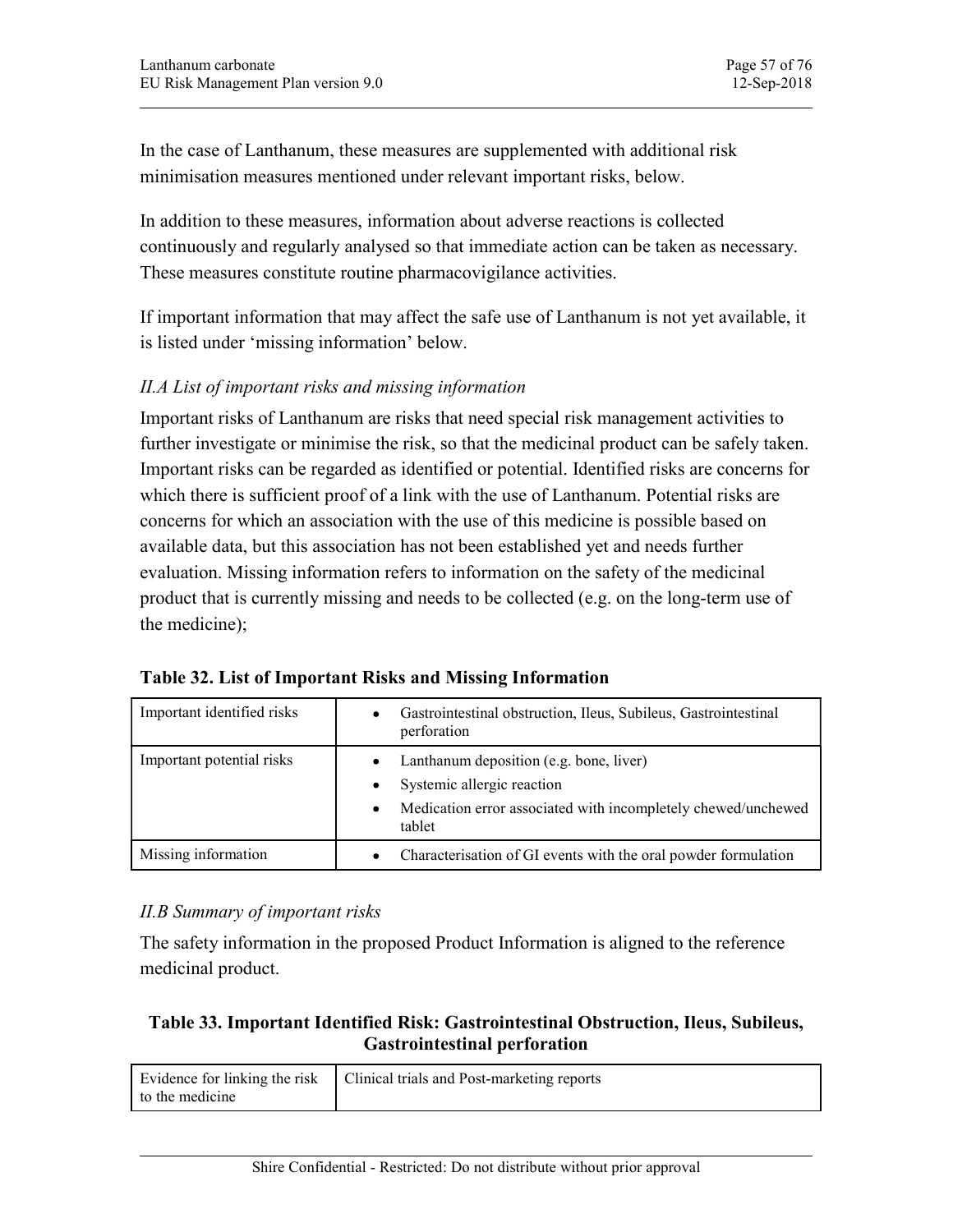In the case of Lanthanum, these measures are supplemented with additional risk minimisation measures mentioned under relevant important risks, below.

In addition to these measures, information about adverse reactions is collected continuously and regularly analysed so that immediate action can be taken as necessary. These measures constitute routine pharmacovigilance activities.

If important information that may affect the safe use of Lanthanum is not yet available, it is listed under 'missing information' below.

### *II.A List of important risks and missing information*

Important risks of Lanthanum are risks that need special risk management activities to further investigate or minimise the risk, so that the medicinal product can be safely taken. Important risks can be regarded as identified or potential. Identified risks are concerns for which there is sufficient proof of a link with the use of Lanthanum. Potential risks are concerns for which an association with the use of this medicine is possible based on available data, but this association has not been established yet and needs further evaluation. Missing information refers to information on the safety of the medicinal product that is currently missing and needs to be collected (e.g. on the long-term use of the medicine);

**Table 32. List of Important Risks and Missing Information**

| | |
|---|---|
| Important identified risks | • Gastrointestinal obstruction, Ileus, Subileus, Gastrointestinal perforation |
| Important potential risks | • Lanthanum deposition (e.g. bone, liver)<br>• Systemic allergic reaction<br>• Medication error associated with incompletely chewed/unchewed tablet |
| Missing information | • Characterisation of GI events with the oral powder formulation |

### *II.B Summary of important risks*

The safety information in the proposed Product Information is aligned to the reference medicinal product.

**Table 33. Important Identified Risk: Gastrointestinal Obstruction, Ileus, Subileus, Gastrointestinal perforation**

| | |
|---|---|
| Evidence for linking the risk to the medicine | Clinical trials and Post-marketing reports |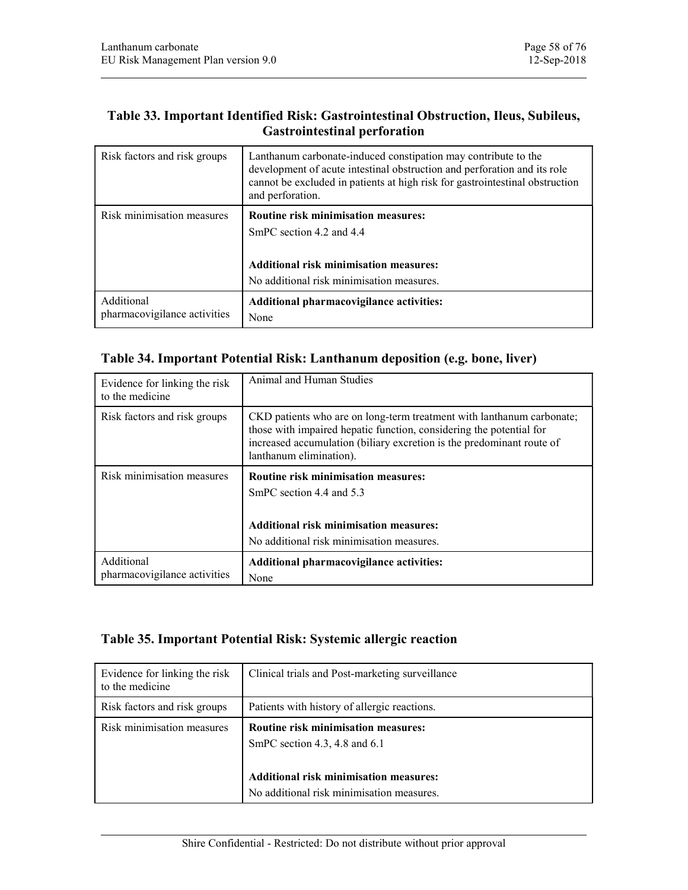### Table 33. Important Identified Risk: Gastrointestinal Obstruction, Ileus, Subileus, Gastrointestinal perforation

| | |
|---|---|
| Risk factors and risk groups | Lanthanum carbonate-induced constipation may contribute to the development of acute intestinal obstruction and perforation and its role cannot be excluded in patients at high risk for gastrointestinal obstruction and perforation. |
| Risk minimisation measures | **Routine risk minimisation measures:**<br>SmPC section 4.2 and 4.4<br><br>**Additional risk minimisation measures:**<br>No additional risk minimisation measures. |
| Additional pharmacovigilance activities | **Additional pharmacovigilance activities:**<br>None |

### Table 34. Important Potential Risk: Lanthanum deposition (e.g. bone, liver)

| | |
|---|---|
| Evidence for linking the risk to the medicine | Animal and Human Studies |
| Risk factors and risk groups | CKD patients who are on long-term treatment with lanthanum carbonate; those with impaired hepatic function, considering the potential for increased accumulation (biliary excretion is the predominant route of lanthanum elimination). |
| Risk minimisation measures | **Routine risk minimisation measures:**<br>SmPC section 4.4 and 5.3<br><br>**Additional risk minimisation measures:**<br>No additional risk minimisation measures. |
| Additional pharmacovigilance activities | **Additional pharmacovigilance activities:**<br>None |

### Table 35. Important Potential Risk: Systemic allergic reaction

| | |
|---|---|
| Evidence for linking the risk to the medicine | Clinical trials and Post-marketing surveillance |
| Risk factors and risk groups | Patients with history of allergic reactions. |
| Risk minimisation measures | **Routine risk minimisation measures:**<br>SmPC section 4.3, 4.8 and 6.1<br><br>**Additional risk minimisation measures:**<br>No additional risk minimisation measures. |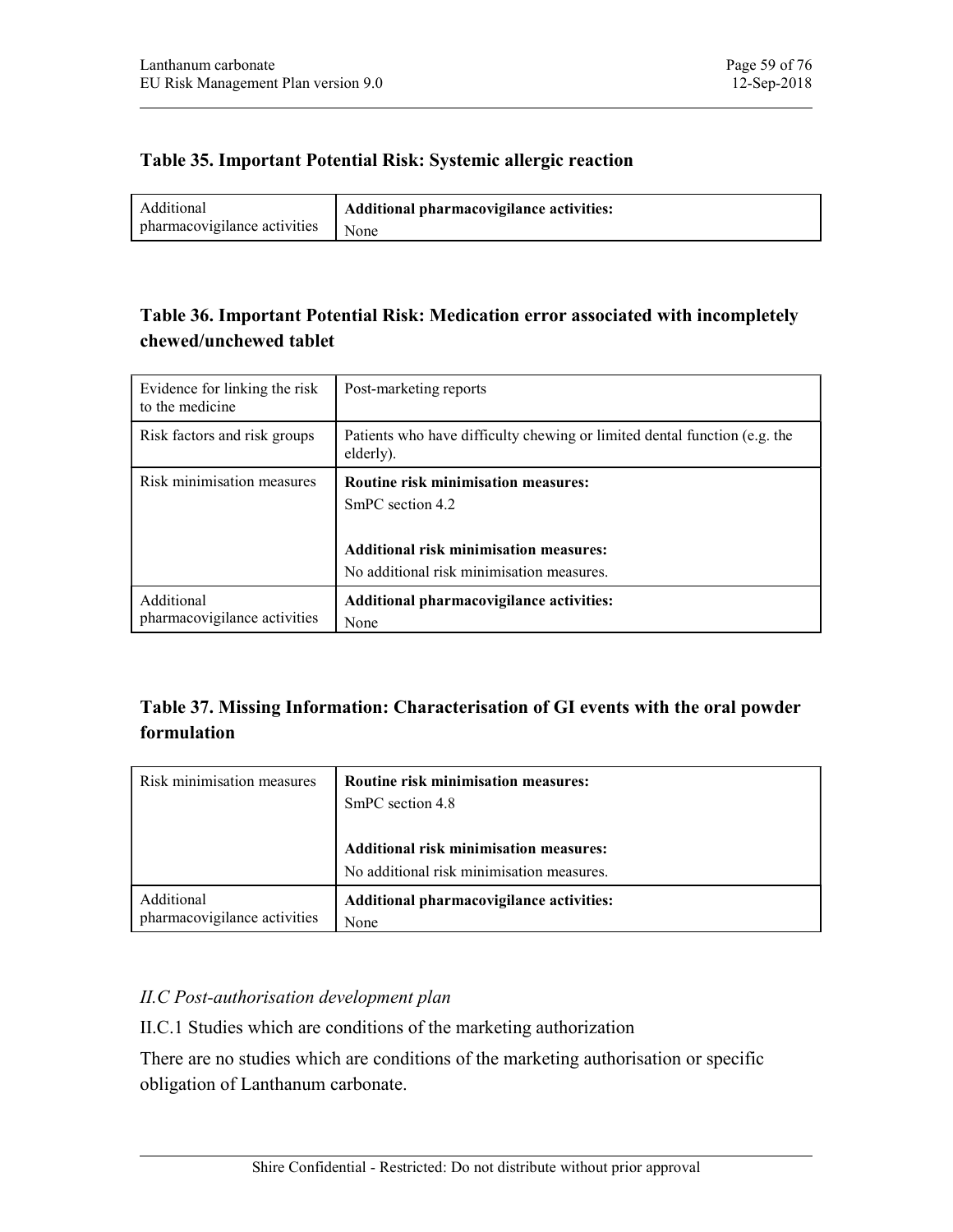**Table 35. Important Potential Risk: Systemic allergic reaction**

| | |
|---|---|
| Additional pharmacovigilance activities | **Additional pharmacovigilance activities:** None |

**Table 36. Important Potential Risk: Medication error associated with incompletely chewed/unchewed tablet**

| | |
|---|---|
| Evidence for linking the risk to the medicine | Post-marketing reports |
| Risk factors and risk groups | Patients who have difficulty chewing or limited dental function (e.g. the elderly). |
| Risk minimisation measures | **Routine risk minimisation measures:** SmPC section 4.2<br><br>**Additional risk minimisation measures:** No additional risk minimisation measures. |
| Additional pharmacovigilance activities | **Additional pharmacovigilance activities:** None |

**Table 37. Missing Information: Characterisation of GI events with the oral powder formulation**

| | |
|---|---|
| Risk minimisation measures | **Routine risk minimisation measures:** SmPC section 4.8<br><br>**Additional risk minimisation measures:** No additional risk minimisation measures. |
| Additional pharmacovigilance activities | **Additional pharmacovigilance activities:** None |

*II.C Post-authorisation development plan*

II.C.1 Studies which are conditions of the marketing authorization

There are no studies which are conditions of the marketing authorisation or specific obligation of Lanthanum carbonate.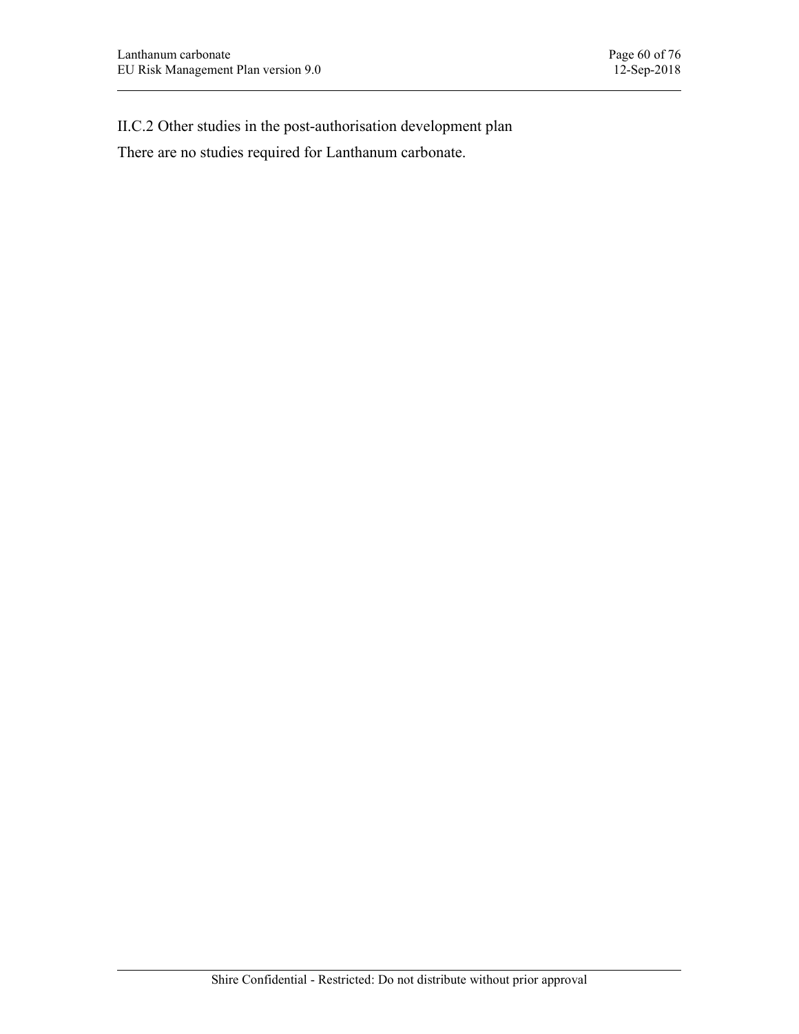## II.C.2 Other studies in the post-authorisation development plan

There are no studies required for Lanthanum carbonate.